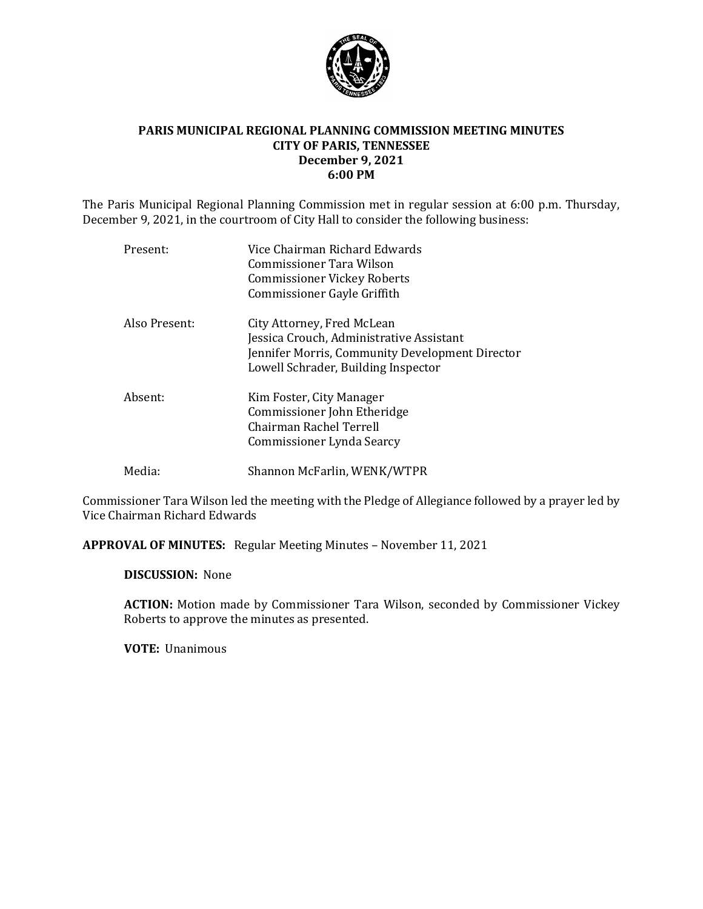# PARIS MUNICIPAL REGIONAL PLANNING COMMISSION MEETING MINUTES
## CITY OF PARIS, TENNESSEE
### December 9, 2021
### 6:00 PM

The Paris Municipal Regional Planning Commission met in regular session at 6:00 p.m. Thursday, December 9, 2021, in the courtroom of City Hall to consider the following business:

| | |
|---|---|
| Present: | Vice Chairman Richard Edwards<br>Commissioner Tara Wilson<br>Commissioner Vickey Roberts<br>Commissioner Gayle Griffith |
| Also Present: | City Attorney, Fred McLean<br>Jessica Crouch, Administrative Assistant<br>Jennifer Morris, Community Development Director<br>Lowell Schrader, Building Inspector |
| Absent: | Kim Foster, City Manager<br>Commissioner John Etheridge<br>Chairman Rachel Terrell<br>Commissioner Lynda Searcy |
| Media: | Shannon McFarlin, WENK/WTPR |

Commissioner Tara Wilson led the meeting with the Pledge of Allegiance followed by a prayer led by Vice Chairman Richard Edwards

**APPROVAL OF MINUTES:** Regular Meeting Minutes – November 11, 2021

**DISCUSSION:** None

**ACTION:** Motion made by Commissioner Tara Wilson, seconded by Commissioner Vickey Roberts to approve the minutes as presented.

**VOTE:** Unanimous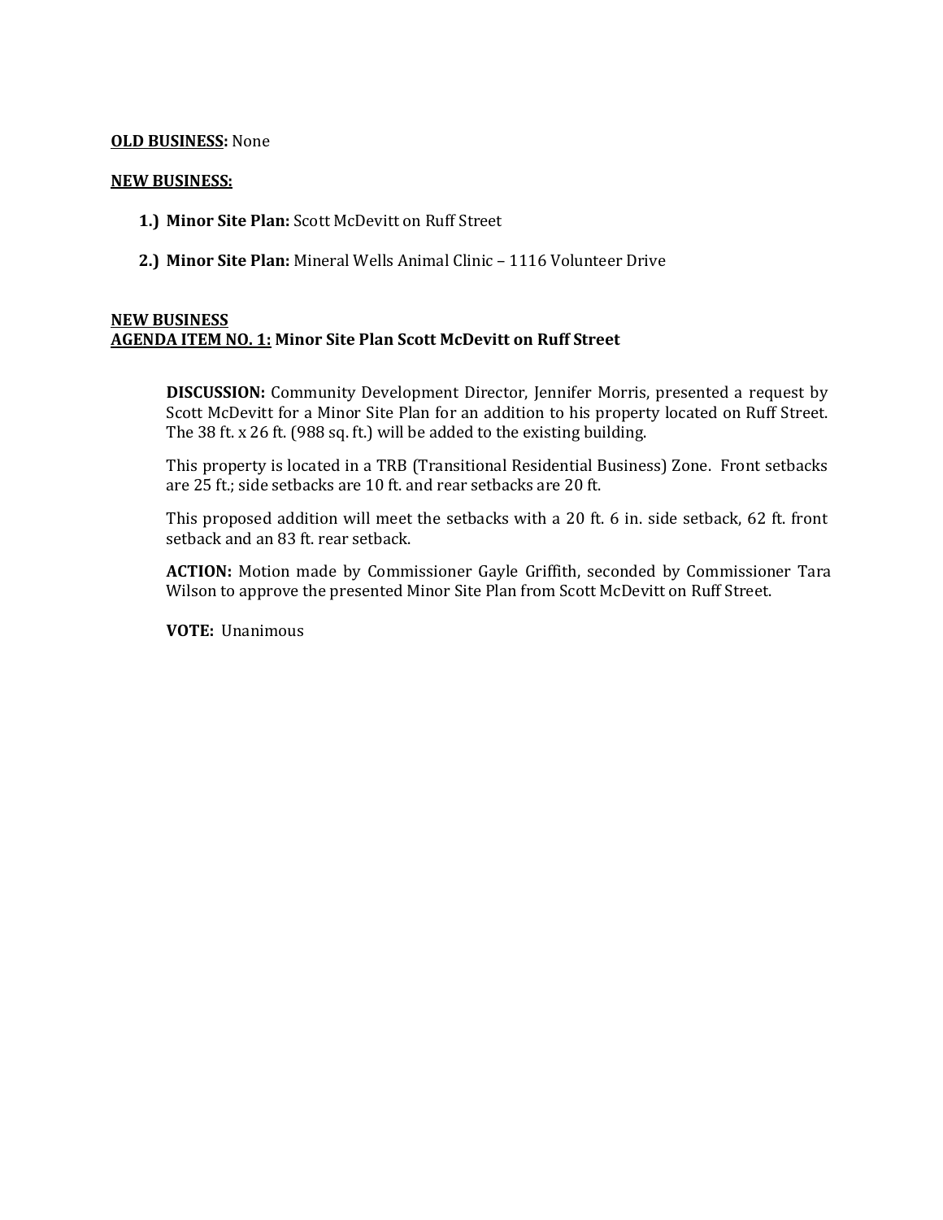**<u>OLD BUSINESS:</u>** None

**<u>NEW BUSINESS:</u>**

1.) **Minor Site Plan:** Scott McDevitt on Ruff Street

2.) **Minor Site Plan:** Mineral Wells Animal Clinic – 1116 Volunteer Drive

**<u>NEW BUSINESS</u>**
**<u>AGENDA ITEM NO. 1:</u> Minor Site Plan Scott McDevitt on Ruff Street**

> **DISCUSSION:** Community Development Director, Jennifer Morris, presented a request by Scott McDevitt for a Minor Site Plan for an addition to his property located on Ruff Street. The 38 ft. x 26 ft. (988 sq. ft.) will be added to the existing building.
>
> This property is located in a TRB (Transitional Residential Business) Zone. Front setbacks are 25 ft.; side setbacks are 10 ft. and rear setbacks are 20 ft.
>
> This proposed addition will meet the setbacks with a 20 ft. 6 in. side setback, 62 ft. front setback and an 83 ft. rear setback.
>
> **ACTION:** Motion made by Commissioner Gayle Griffith, seconded by Commissioner Tara Wilson to approve the presented Minor Site Plan from Scott McDevitt on Ruff Street.
>
> **VOTE:** Unanimous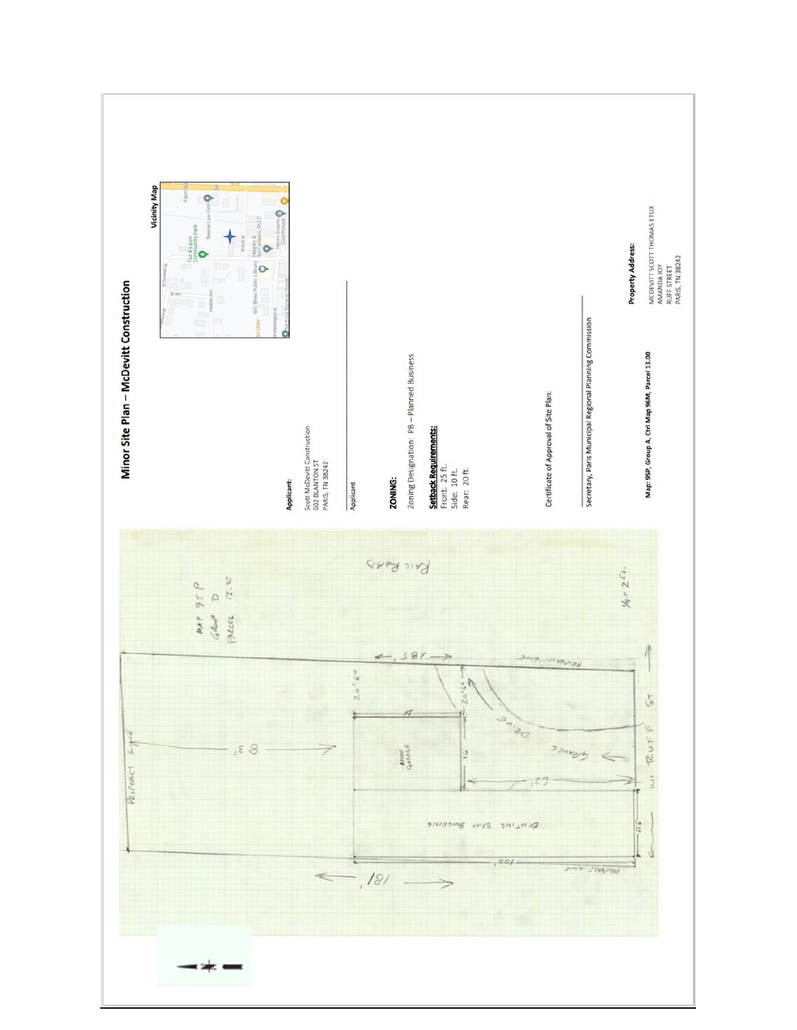# Minor Site Plan – McDevitt Construction

**Applicant:**

Scott McDevitt Construction
602 BLANTON ST
PARIS, TN 38242

Applicant

**ZONING:**

Zoning Designation: PB – Planned Business

**Setback Requirements:**

Front: 25 ft.
Side: 10 ft.
Rear: 20 ft.

Certificate of Approval of Site Plan:

Secretary, Paris Municipal Regional Planning Commission

**Map: 95P, Group A, Ctrl Map 96M, Parcel 13.00**

**Property Address:**

MCDEVITT SCOTT THOMAS ETUX
AMANDA JOY
RUFF STREET
PARIS, TN 38242

**Vicinity Map**

MAP 95 P
GROUP D
PARCEL 12.42

RAIL ROAD

PROPERTY LINE

80'

185'

181'

100'

20'6"

20'6"

36'

62'

BRICK GARAGE

EXISTING BRICK BUILDING

DRIVE

GRAVEL

W. RUFF ST

PROPERTY LINE

1/4 = 2 ft.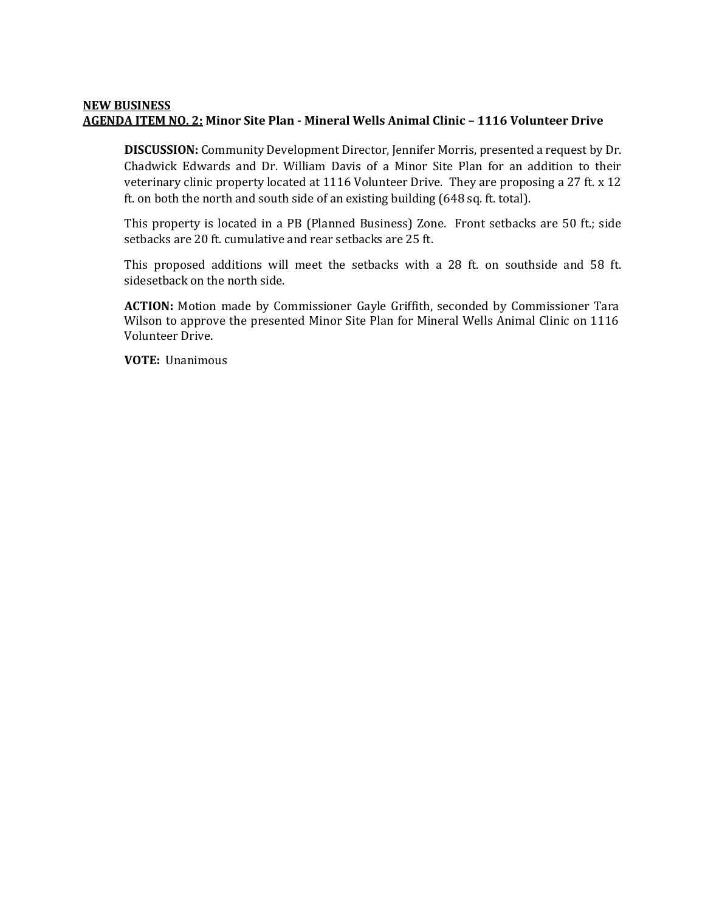**<u>NEW BUSINESS</u>**
**<u>AGENDA ITEM NO. 2:</u> Minor Site Plan - Mineral Wells Animal Clinic – 1116 Volunteer Drive**

**DISCUSSION:** Community Development Director, Jennifer Morris, presented a request by Dr. Chadwick Edwards and Dr. William Davis of a Minor Site Plan for an addition to their veterinary clinic property located at 1116 Volunteer Drive. They are proposing a 27 ft. x 12 ft. on both the north and south side of an existing building (648 sq. ft. total).

This property is located in a PB (Planned Business) Zone. Front setbacks are 50 ft.; side setbacks are 20 ft. cumulative and rear setbacks are 25 ft.

This proposed additions will meet the setbacks with a 28 ft. on southside and 58 ft. sidesetback on the north side.

**ACTION:** Motion made by Commissioner Gayle Griffith, seconded by Commissioner Tara Wilson to approve the presented Minor Site Plan for Mineral Wells Animal Clinic on 1116 Volunteer Drive.

**VOTE:** Unanimous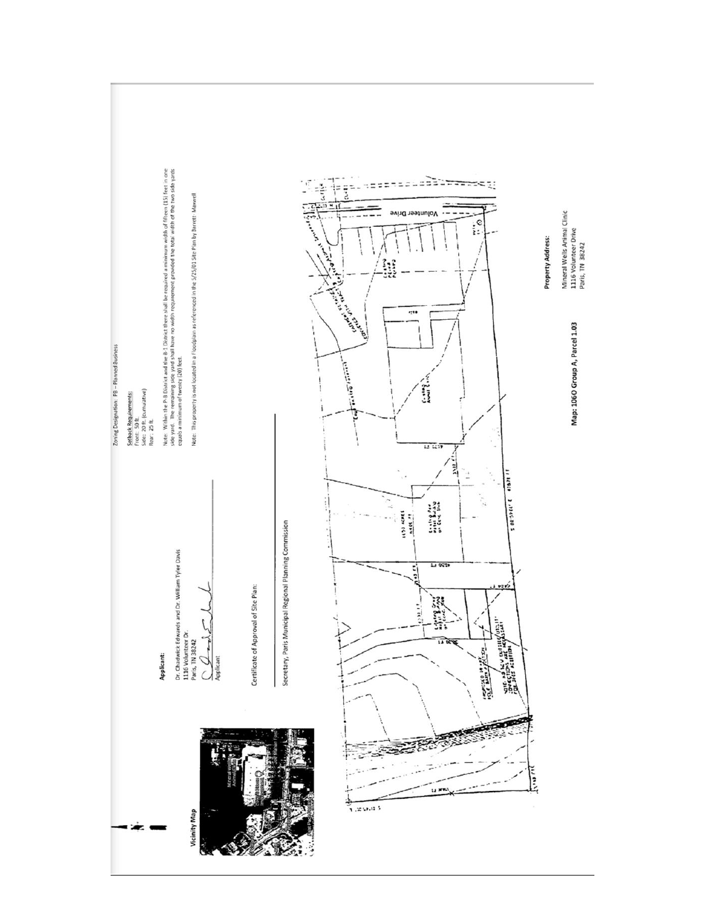Zoning Designation: PB – Planned Business

Setback Requirements:
Front: 50 ft.
Side: 20 ft. (cumulative)
Rear: 25 ft.

Note: Within the P-B District and the B-1 District there shall be required a minimum width of fifteen (15) feet in one side yard. The remaining side yard shall have no width requirement provided the total width of the two side yards equals a minimum of twenty (20) feet.

Note: This property is not located in a Floodplain as referenced in the 5/25/01 Site Plan by Barrett- Maxwell

**Applicant:**

Dr. Chadwick Edwards and Dr. William Tyler Davis
1116 Volunteer Dr.
Paris, TN 38242

Applicant

Certificate of Approval of Site Plan:

Secretary, Paris Municipal Regional Planning Commission

Vicinity Map

Volunteer Drive

**Map: 106O Group A, Parcel 1.03**

**Property Address:**

Mineral Wells Animal Clinic
1116 Volunteer Drive
Paris, TN 38242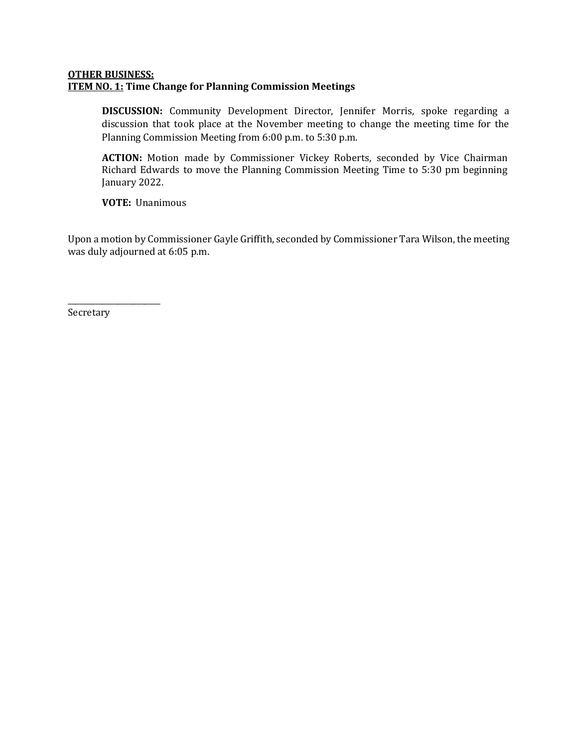**OTHER BUSINESS:**
**ITEM NO. 1: Time Change for Planning Commission Meetings**

> **DISCUSSION:** Community Development Director, Jennifer Morris, spoke regarding a discussion that took place at the November meeting to change the meeting time for the Planning Commission Meeting from 6:00 p.m. to 5:30 p.m.
>
> **ACTION:** Motion made by Commissioner Vickey Roberts, seconded by Vice Chairman Richard Edwards to move the Planning Commission Meeting Time to 5:30 pm beginning January 2022.
>
> **VOTE:** Unanimous

Upon a motion by Commissioner Gayle Griffith, seconded by Commissioner Tara Wilson, the meeting was duly adjourned at 6:05 p.m.

______________________
Secretary